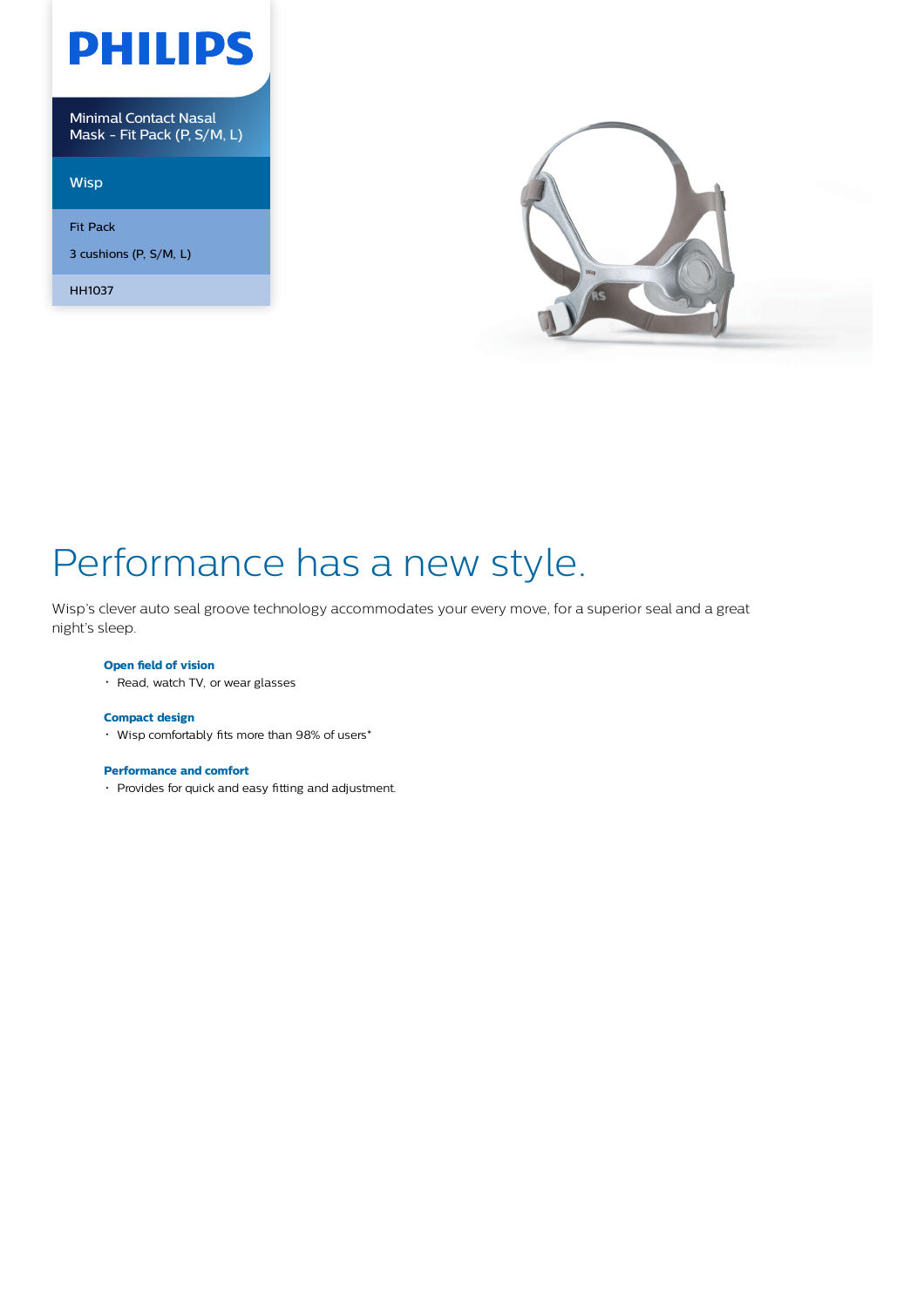PHILIPS

Minimal Contact Nasal Mask - Fit Pack (P, S/M, L)

Wisp

Fit Pack

3 cushions (P, S/M, L)

HH1037

# Performance has a new style.

Wisp's clever auto seal groove technology accommodates your every move, for a superior seal and a great night's sleep.

**Open field of vision**

- Read, watch TV, or wear glasses

**Compact design**

- Wisp comfortably fits more than 98% of users*

**Performance and comfort**

- Provides for quick and easy fitting and adjustment.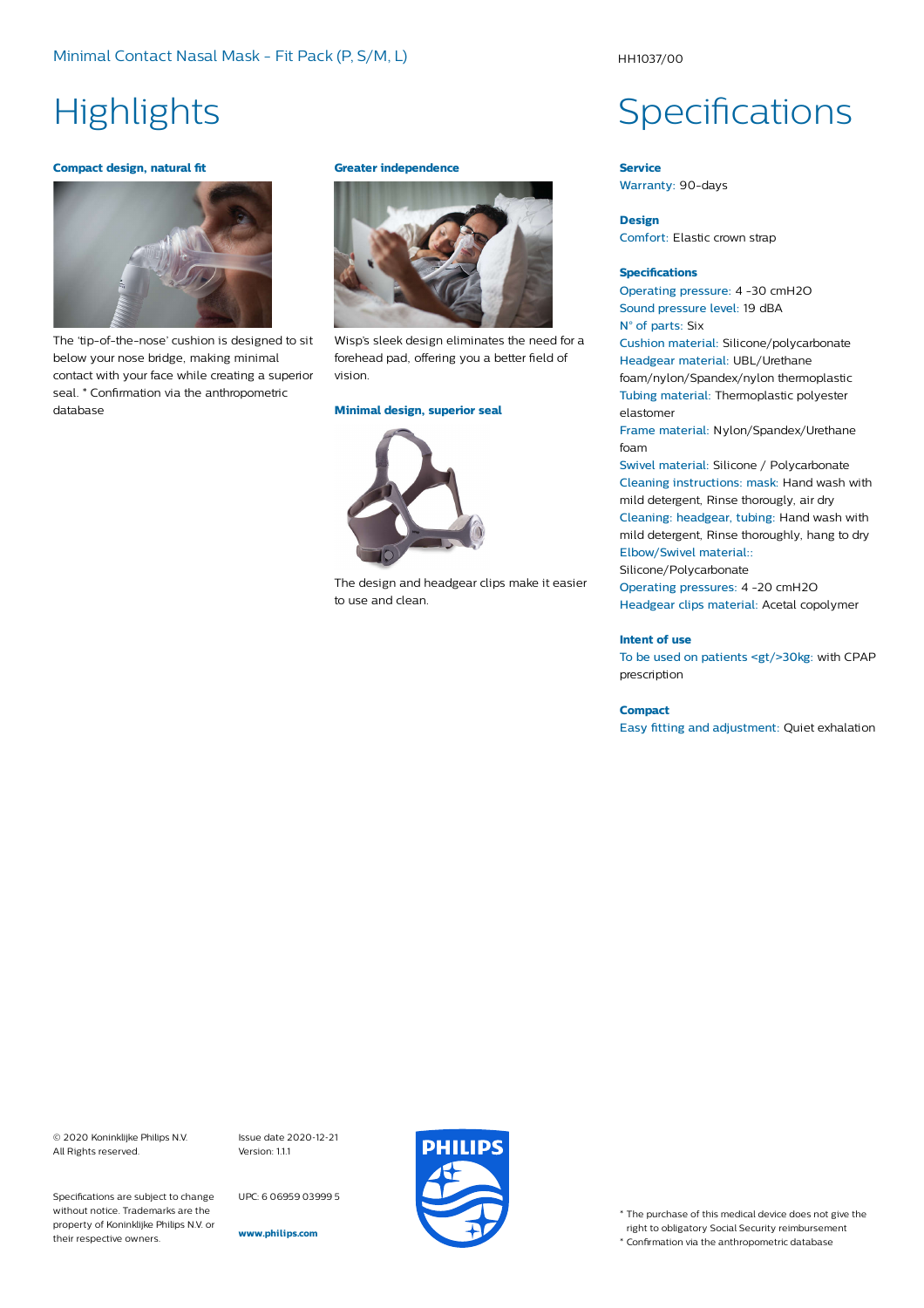Minimal Contact Nasal Mask - Fit Pack (P, S/M, L)

HH1037/00

# Highlights

### Compact design, natural fit

The 'tip-of-the-nose' cushion is designed to sit below your nose bridge, making minimal contact with your face while creating a superior seal. * Confirmation via the anthropometric database

### Greater independence

Wisp's sleek design eliminates the need for a forehead pad, offering you a better field of vision.

### Minimal design, superior seal

The design and headgear clips make it easier to use and clean.

# Specifications

### Service

Warranty: 90-days

### Design

Comfort: Elastic crown strap

### Specifications

Operating pressure: 4 -30 cmH2O
Sound pressure level: 19 dBA
N° of parts: Six
Cushion material: Silicone/polycarbonate
Headgear material: UBL/Urethane foam/nylon/Spandex/nylon thermoplastic
Tubing material: Thermoplastic polyester elastomer
Frame material: Nylon/Spandex/Urethane foam
Swivel material: Silicone / Polycarbonate
Cleaning instructions: mask: Hand wash with mild detergent, Rinse thorougly, air dry
Cleaning: headgear, tubing: Hand wash with mild detergent, Rinse thoroughly, hang to dry
Elbow/Swivel material:: Silicone/Polycarbonate
Operating pressures: 4 -20 cmH2O
Headgear clips material: Acetal copolymer

### Intent of use

To be used on patients <gt/>30kg: with CPAP prescription

### Compact

Easy fitting and adjustment: Quiet exhalation

© 2020 Koninklijke Philips N.V.
All Rights reserved.

Specifications are subject to change without notice. Trademarks are the property of Koninklijke Philips N.V. or their respective owners.

Issue date 2020-12-21
Version: 1.1.1

UPC: 6 06959 03999 5

www.philips.com

PHILIPS

* The purchase of this medical device does not give the right to obligatory Social Security reimbursement
* Confirmation via the anthropometric database